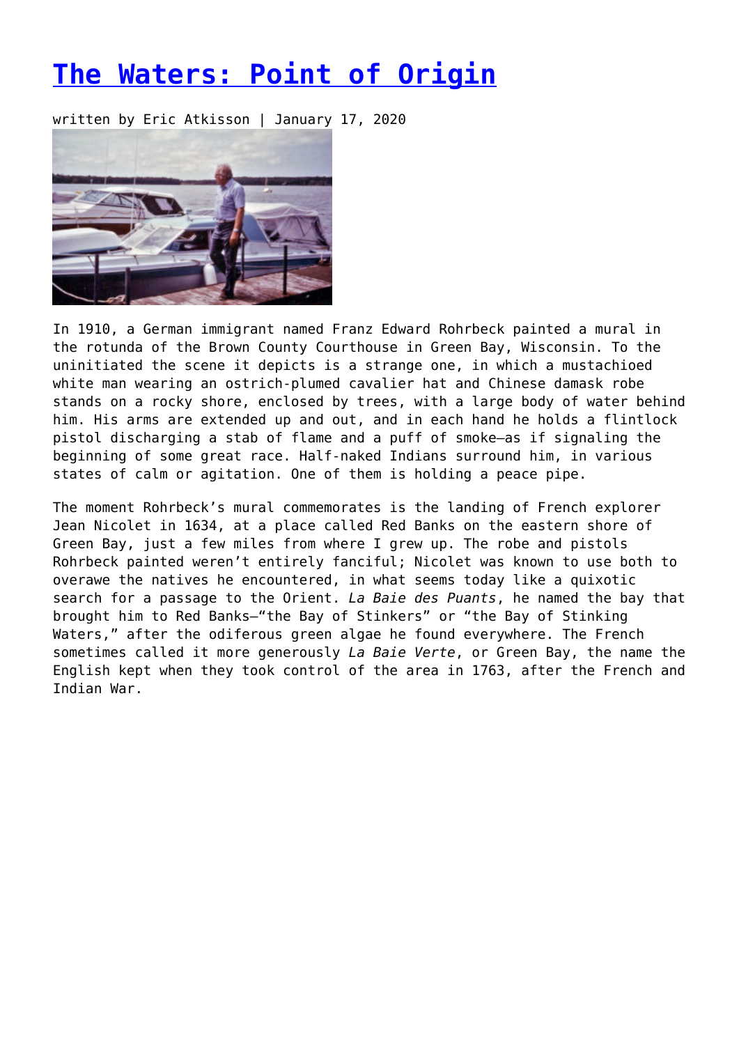# The Waters: Point of Origin

written by Eric Atkisson | January 17, 2020

In 1910, a German immigrant named Franz Edward Rohrbeck painted a mural in the rotunda of the Brown County Courthouse in Green Bay, Wisconsin. To the uninitiated the scene it depicts is a strange one, in which a mustachioed white man wearing an ostrich-plumed cavalier hat and Chinese damask robe stands on a rocky shore, enclosed by trees, with a large body of water behind him. His arms are extended up and out, and in each hand he holds a flintlock pistol discharging a stab of flame and a puff of smoke—as if signaling the beginning of some great race. Half-naked Indians surround him, in various states of calm or agitation. One of them is holding a peace pipe.

The moment Rohrbeck's mural commemorates is the landing of French explorer Jean Nicolet in 1634, at a place called Red Banks on the eastern shore of Green Bay, just a few miles from where I grew up. The robe and pistols Rohrbeck painted weren't entirely fanciful; Nicolet was known to use both to overawe the natives he encountered, in what seems today like a quixotic search for a passage to the Orient. *La Baie des Puants*, he named the bay that brought him to Red Banks—"the Bay of Stinkers" or "the Bay of Stinking Waters," after the odiferous green algae he found everywhere. The French sometimes called it more generously *La Baie Verte*, or Green Bay, the name the English kept when they took control of the area in 1763, after the French and Indian War.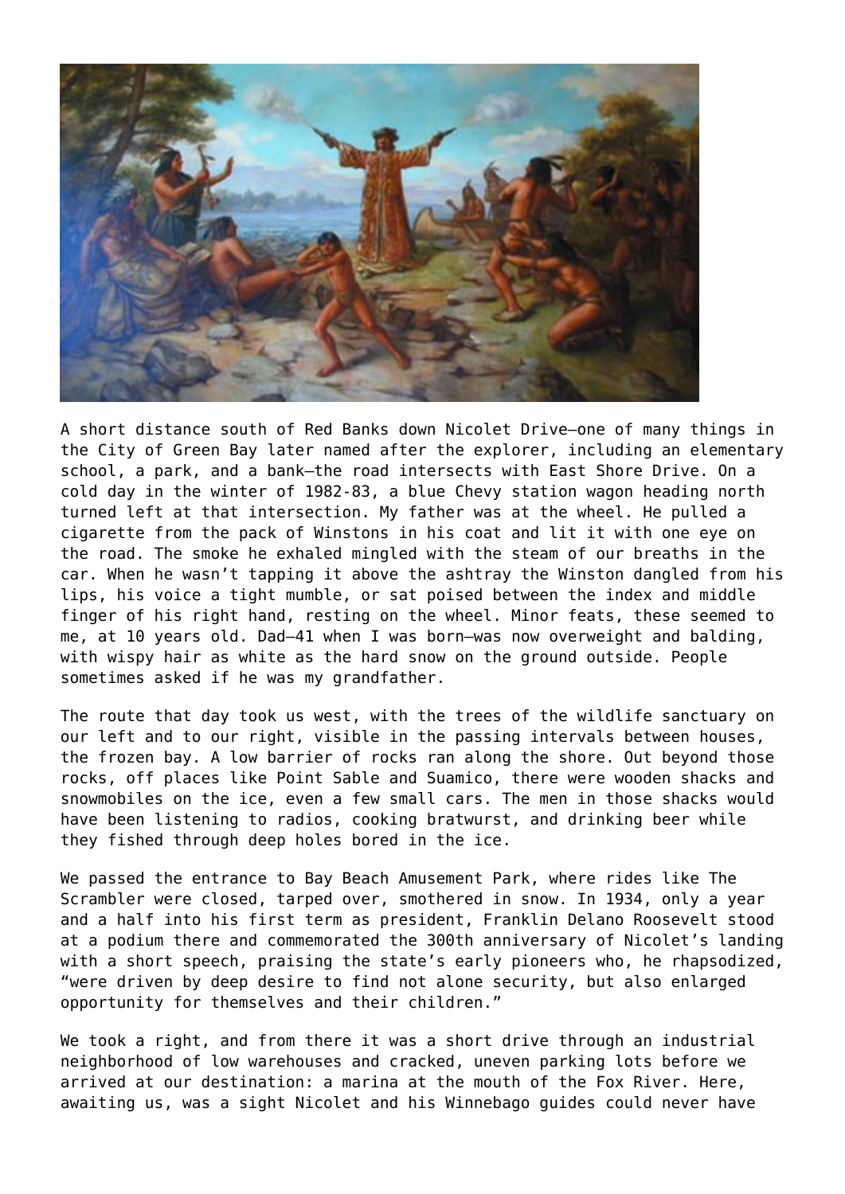A short distance south of Red Banks down Nicolet Drive—one of many things in the City of Green Bay later named after the explorer, including an elementary school, a park, and a bank—the road intersects with East Shore Drive. On a cold day in the winter of 1982-83, a blue Chevy station wagon heading north turned left at that intersection. My father was at the wheel. He pulled a cigarette from the pack of Winstons in his coat and lit it with one eye on the road. The smoke he exhaled mingled with the steam of our breaths in the car. When he wasn't tapping it above the ashtray the Winston dangled from his lips, his voice a tight mumble, or sat poised between the index and middle finger of his right hand, resting on the wheel. Minor feats, these seemed to me, at 10 years old. Dad—41 when I was born—was now overweight and balding, with wispy hair as white as the hard snow on the ground outside. People sometimes asked if he was my grandfather.

The route that day took us west, with the trees of the wildlife sanctuary on our left and to our right, visible in the passing intervals between houses, the frozen bay. A low barrier of rocks ran along the shore. Out beyond those rocks, off places like Point Sable and Suamico, there were wooden shacks and snowmobiles on the ice, even a few small cars. The men in those shacks would have been listening to radios, cooking bratwurst, and drinking beer while they fished through deep holes bored in the ice.

We passed the entrance to Bay Beach Amusement Park, where rides like The Scrambler were closed, tarped over, smothered in snow. In 1934, only a year and a half into his first term as president, Franklin Delano Roosevelt stood at a podium there and commemorated the 300th anniversary of Nicolet's landing with a short speech, praising the state's early pioneers who, he rhapsodized, "were driven by deep desire to find not alone security, but also enlarged opportunity for themselves and their children."

We took a right, and from there it was a short drive through an industrial neighborhood of low warehouses and cracked, uneven parking lots before we arrived at our destination: a marina at the mouth of the Fox River. Here, awaiting us, was a sight Nicolet and his Winnebago guides could never have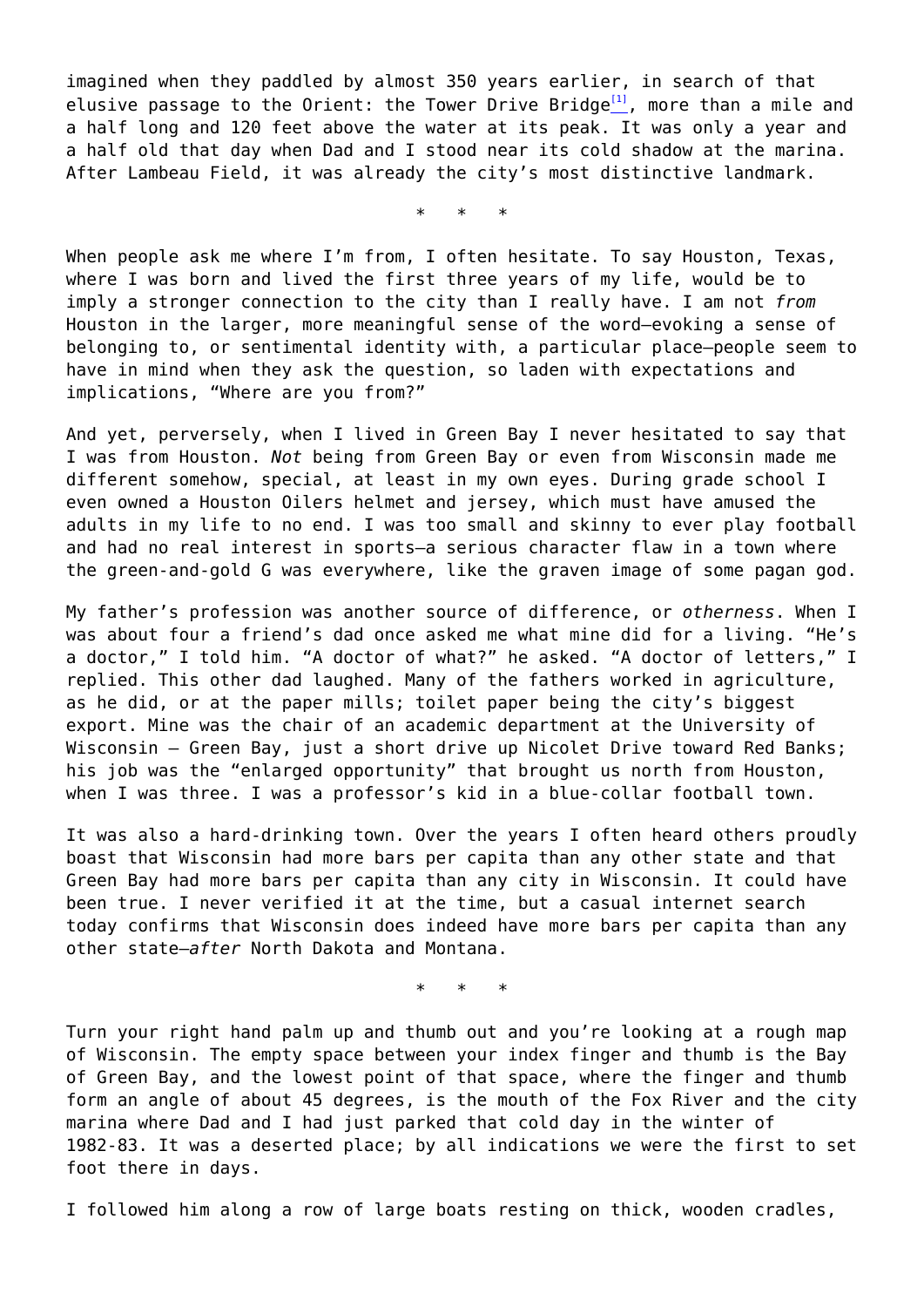imagined when they paddled by almost 350 years earlier, in search of that elusive passage to the Orient: the Tower Drive Bridge[1], more than a mile and a half long and 120 feet above the water at its peak. It was only a year and a half old that day when Dad and I stood near its cold shadow at the marina. After Lambeau Field, it was already the city's most distinctive landmark.

\*   \*   \*

When people ask me where I'm from, I often hesitate. To say Houston, Texas, where I was born and lived the first three years of my life, would be to imply a stronger connection to the city than I really have. I am not *from* Houston in the larger, more meaningful sense of the word—evoking a sense of belonging to, or sentimental identity with, a particular place—people seem to have in mind when they ask the question, so laden with expectations and implications, "Where are you from?"

And yet, perversely, when I lived in Green Bay I never hesitated to say that I was from Houston. *Not* being from Green Bay or even from Wisconsin made me different somehow, special, at least in my own eyes. During grade school I even owned a Houston Oilers helmet and jersey, which must have amused the adults in my life to no end. I was too small and skinny to ever play football and had no real interest in sports—a serious character flaw in a town where the green-and-gold G was everywhere, like the graven image of some pagan god.

My father's profession was another source of difference, or *otherness*. When I was about four a friend's dad once asked me what mine did for a living. "He's a doctor," I told him. "A doctor of what?" he asked. "A doctor of letters," I replied. This other dad laughed. Many of the fathers worked in agriculture, as he did, or at the paper mills; toilet paper being the city's biggest export. Mine was the chair of an academic department at the University of Wisconsin – Green Bay, just a short drive up Nicolet Drive toward Red Banks; his job was the "enlarged opportunity" that brought us north from Houston, when I was three. I was a professor's kid in a blue-collar football town.

It was also a hard-drinking town. Over the years I often heard others proudly boast that Wisconsin had more bars per capita than any other state and that Green Bay had more bars per capita than any city in Wisconsin. It could have been true. I never verified it at the time, but a casual internet search today confirms that Wisconsin does indeed have more bars per capita than any other state—*after* North Dakota and Montana.

\*   \*   \*

Turn your right hand palm up and thumb out and you're looking at a rough map of Wisconsin. The empty space between your index finger and thumb is the Bay of Green Bay, and the lowest point of that space, where the finger and thumb form an angle of about 45 degrees, is the mouth of the Fox River and the city marina where Dad and I had just parked that cold day in the winter of 1982-83. It was a deserted place; by all indications we were the first to set foot there in days.

I followed him along a row of large boats resting on thick, wooden cradles,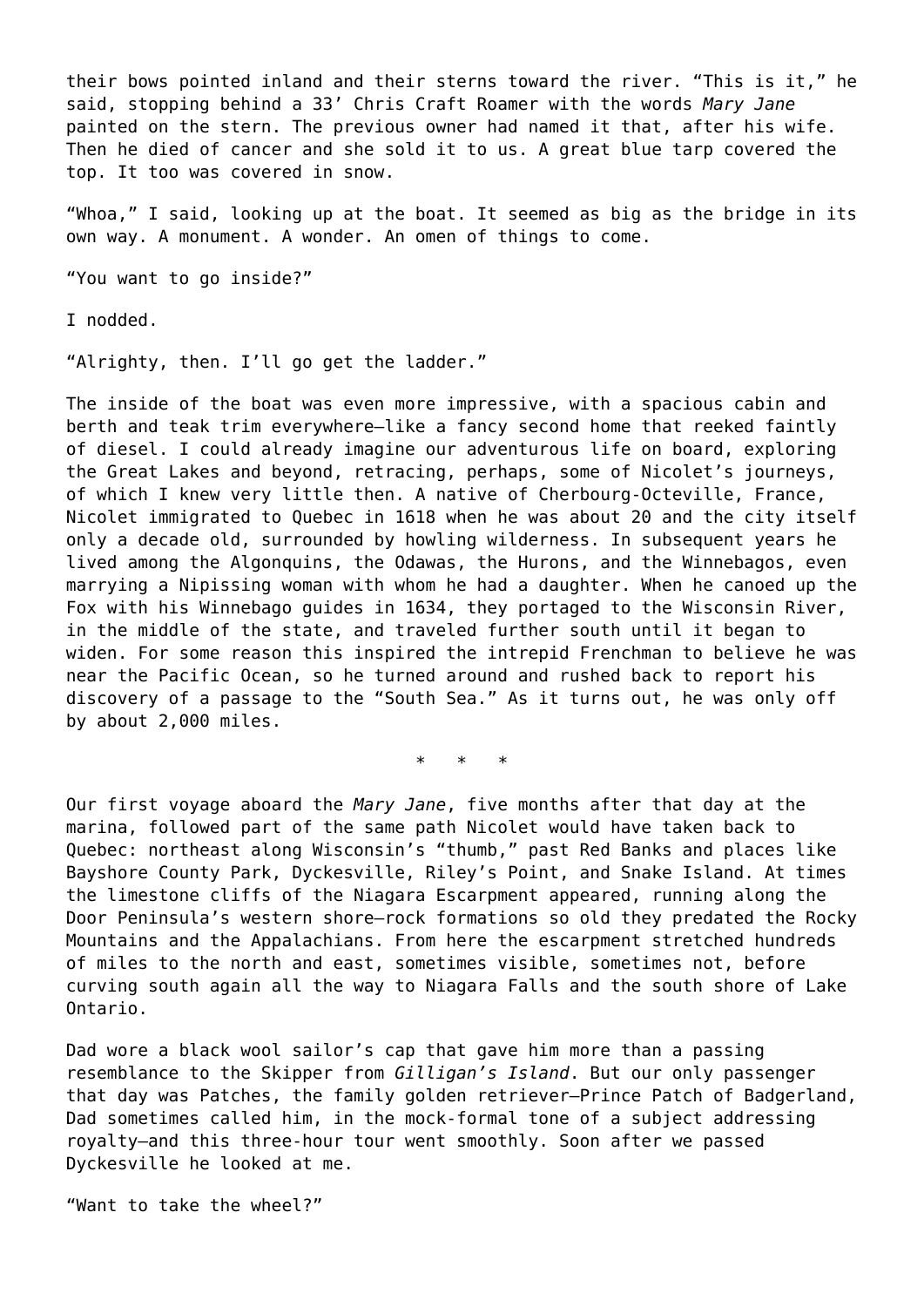their bows pointed inland and their sterns toward the river. “This is it,” he said, stopping behind a 33’ Chris Craft Roamer with the words *Mary Jane* painted on the stern. The previous owner had named it that, after his wife. Then he died of cancer and she sold it to us. A great blue tarp covered the top. It too was covered in snow.

“Whoa,” I said, looking up at the boat. It seemed as big as the bridge in its own way. A monument. A wonder. An omen of things to come.

“You want to go inside?”

I nodded.

“Alrighty, then. I’ll go get the ladder.”

The inside of the boat was even more impressive, with a spacious cabin and berth and teak trim everywhere—like a fancy second home that reeked faintly of diesel. I could already imagine our adventurous life on board, exploring the Great Lakes and beyond, retracing, perhaps, some of Nicolet’s journeys, of which I knew very little then. A native of Cherbourg-Octeville, France, Nicolet immigrated to Quebec in 1618 when he was about 20 and the city itself only a decade old, surrounded by howling wilderness. In subsequent years he lived among the Algonquins, the Odawas, the Hurons, and the Winnebagos, even marrying a Nipissing woman with whom he had a daughter. When he canoed up the Fox with his Winnebago guides in 1634, they portaged to the Wisconsin River, in the middle of the state, and traveled further south until it began to widen. For some reason this inspired the intrepid Frenchman to believe he was near the Pacific Ocean, so he turned around and rushed back to report his discovery of a passage to the “South Sea.” As it turns out, he was only off by about 2,000 miles.

\* \* \*

Our first voyage aboard the *Mary Jane*, five months after that day at the marina, followed part of the same path Nicolet would have taken back to Quebec: northeast along Wisconsin’s “thumb,” past Red Banks and places like Bayshore County Park, Dyckesville, Riley’s Point, and Snake Island. At times the limestone cliffs of the Niagara Escarpment appeared, running along the Door Peninsula’s western shore—rock formations so old they predated the Rocky Mountains and the Appalachians. From here the escarpment stretched hundreds of miles to the north and east, sometimes visible, sometimes not, before curving south again all the way to Niagara Falls and the south shore of Lake Ontario.

Dad wore a black wool sailor’s cap that gave him more than a passing resemblance to the Skipper from *Gilligan’s Island*. But our only passenger that day was Patches, the family golden retriever—Prince Patch of Badgerland, Dad sometimes called him, in the mock-formal tone of a subject addressing royalty—and this three-hour tour went smoothly. Soon after we passed Dyckesville he looked at me.

“Want to take the wheel?”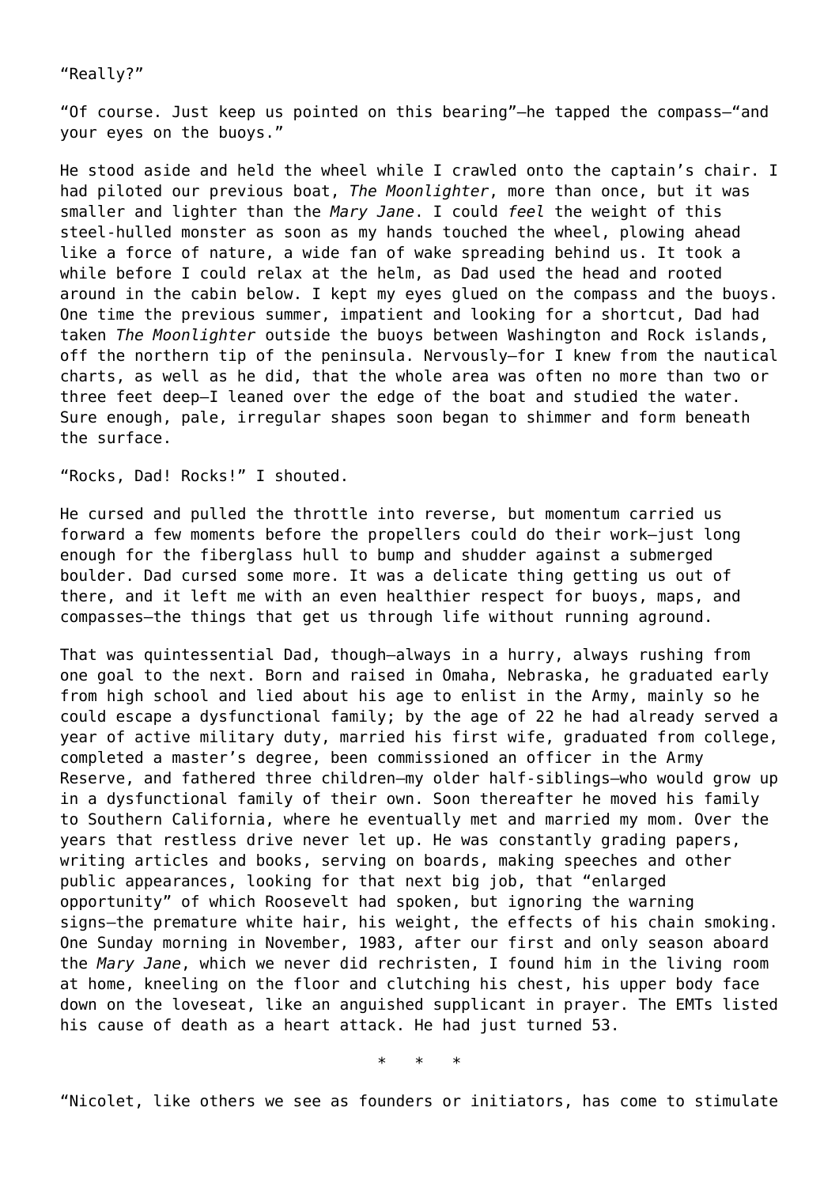“Really?”

“Of course. Just keep us pointed on this bearing”—he tapped the compass—“and your eyes on the buoys.”

He stood aside and held the wheel while I crawled onto the captain’s chair. I had piloted our previous boat, *The Moonlighter*, more than once, but it was smaller and lighter than the *Mary Jane*. I could *feel* the weight of this steel-hulled monster as soon as my hands touched the wheel, plowing ahead like a force of nature, a wide fan of wake spreading behind us. It took a while before I could relax at the helm, as Dad used the head and rooted around in the cabin below. I kept my eyes glued on the compass and the buoys. One time the previous summer, impatient and looking for a shortcut, Dad had taken *The Moonlighter* outside the buoys between Washington and Rock islands, off the northern tip of the peninsula. Nervously—for I knew from the nautical charts, as well as he did, that the whole area was often no more than two or three feet deep—I leaned over the edge of the boat and studied the water. Sure enough, pale, irregular shapes soon began to shimmer and form beneath the surface.

“Rocks, Dad! Rocks!” I shouted.

He cursed and pulled the throttle into reverse, but momentum carried us forward a few moments before the propellers could do their work—just long enough for the fiberglass hull to bump and shudder against a submerged boulder. Dad cursed some more. It was a delicate thing getting us out of there, and it left me with an even healthier respect for buoys, maps, and compasses—the things that get us through life without running aground.

That was quintessential Dad, though—always in a hurry, always rushing from one goal to the next. Born and raised in Omaha, Nebraska, he graduated early from high school and lied about his age to enlist in the Army, mainly so he could escape a dysfunctional family; by the age of 22 he had already served a year of active military duty, married his first wife, graduated from college, completed a master’s degree, been commissioned an officer in the Army Reserve, and fathered three children—my older half-siblings—who would grow up in a dysfunctional family of their own. Soon thereafter he moved his family to Southern California, where he eventually met and married my mom. Over the years that restless drive never let up. He was constantly grading papers, writing articles and books, serving on boards, making speeches and other public appearances, looking for that next big job, that “enlarged opportunity” of which Roosevelt had spoken, but ignoring the warning signs—the premature white hair, his weight, the effects of his chain smoking. One Sunday morning in November, 1983, after our first and only season aboard the *Mary Jane*, which we never did rechristen, I found him in the living room at home, kneeling on the floor and clutching his chest, his upper body face down on the loveseat, like an anguished supplicant in prayer. The EMTs listed his cause of death as a heart attack. He had just turned 53.

\* \* \*

“Nicolet, like others we see as founders or initiators, has come to stimulate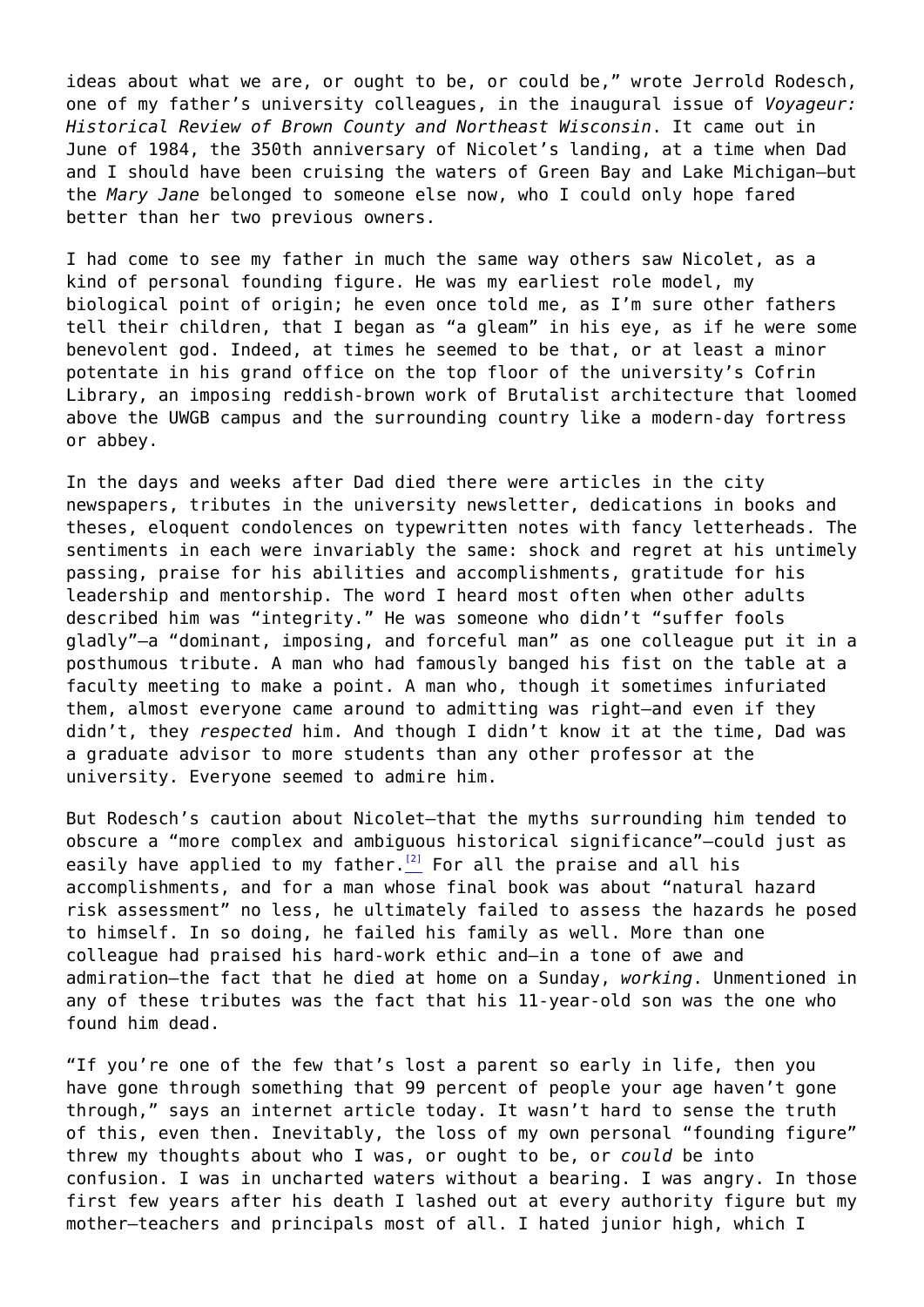ideas about what we are, or ought to be, or could be," wrote Jerrold Rodesch, one of my father's university colleagues, in the inaugural issue of *Voyageur: Historical Review of Brown County and Northeast Wisconsin*. It came out in June of 1984, the 350th anniversary of Nicolet's landing, at a time when Dad and I should have been cruising the waters of Green Bay and Lake Michigan—but the *Mary Jane* belonged to someone else now, who I could only hope fared better than her two previous owners.

I had come to see my father in much the same way others saw Nicolet, as a kind of personal founding figure. He was my earliest role model, my biological point of origin; he even once told me, as I'm sure other fathers tell their children, that I began as "a gleam" in his eye, as if he were some benevolent god. Indeed, at times he seemed to be that, or at least a minor potentate in his grand office on the top floor of the university's Cofrin Library, an imposing reddish-brown work of Brutalist architecture that loomed above the UWGB campus and the surrounding country like a modern-day fortress or abbey.

In the days and weeks after Dad died there were articles in the city newspapers, tributes in the university newsletter, dedications in books and theses, eloquent condolences on typewritten notes with fancy letterheads. The sentiments in each were invariably the same: shock and regret at his untimely passing, praise for his abilities and accomplishments, gratitude for his leadership and mentorship. The word I heard most often when other adults described him was "integrity." He was someone who didn't "suffer fools gladly"—a "dominant, imposing, and forceful man" as one colleague put it in a posthumous tribute. A man who had famously banged his fist on the table at a faculty meeting to make a point. A man who, though it sometimes infuriated them, almost everyone came around to admitting was right—and even if they didn't, they *respected* him. And though I didn't know it at the time, Dad was a graduate advisor to more students than any other professor at the university. Everyone seemed to admire him.

But Rodesch's caution about Nicolet—that the myths surrounding him tended to obscure a "more complex and ambiguous historical significance"—could just as easily have applied to my father.[2] For all the praise and all his accomplishments, and for a man whose final book was about "natural hazard risk assessment" no less, he ultimately failed to assess the hazards he posed to himself. In so doing, he failed his family as well. More than one colleague had praised his hard-work ethic and—in a tone of awe and admiration—the fact that he died at home on a Sunday, *working*. Unmentioned in any of these tributes was the fact that his 11-year-old son was the one who found him dead.

"If you're one of the few that's lost a parent so early in life, then you have gone through something that 99 percent of people your age haven't gone through," says an internet article today. It wasn't hard to sense the truth of this, even then. Inevitably, the loss of my own personal "founding figure" threw my thoughts about who I was, or ought to be, or *could* be into confusion. I was in uncharted waters without a bearing. I was angry. In those first few years after his death I lashed out at every authority figure but my mother—teachers and principals most of all. I hated junior high, which I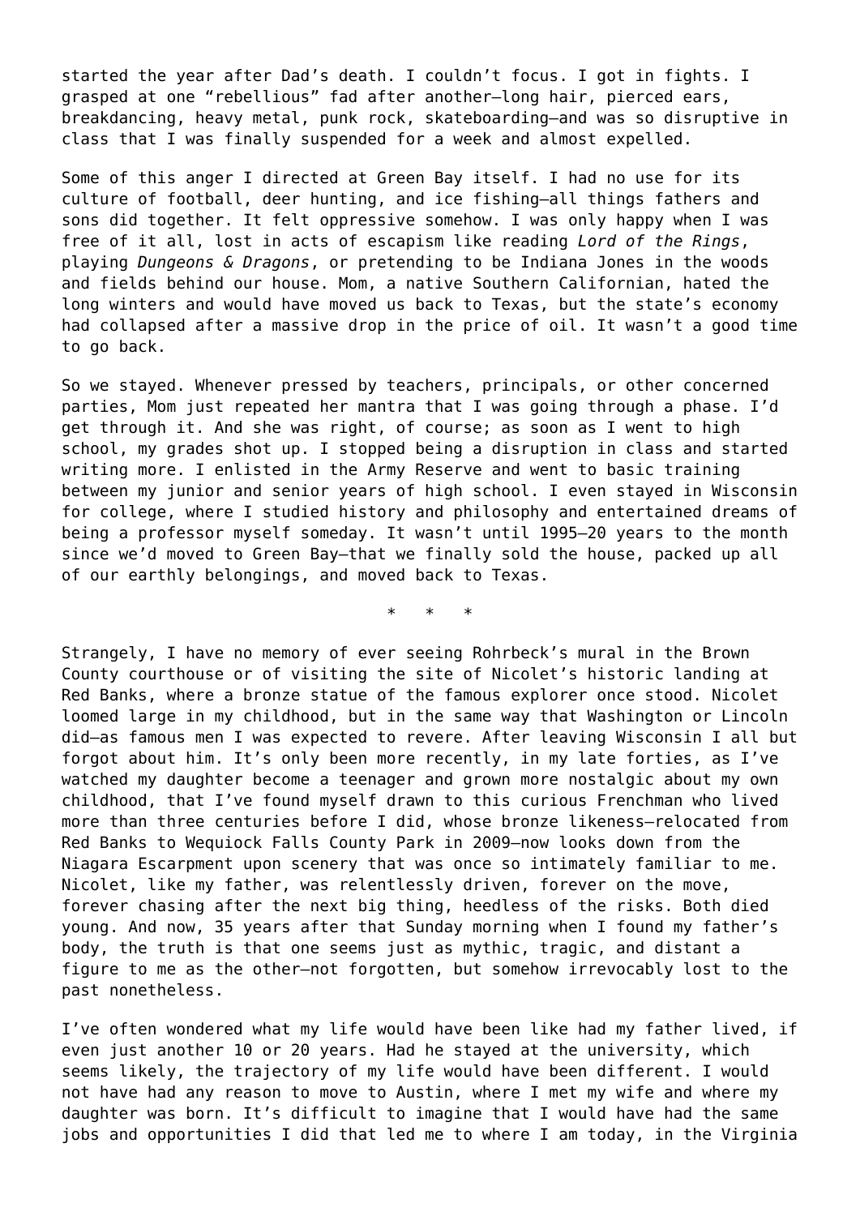started the year after Dad's death. I couldn't focus. I got in fights. I grasped at one "rebellious" fad after another—long hair, pierced ears, breakdancing, heavy metal, punk rock, skateboarding—and was so disruptive in class that I was finally suspended for a week and almost expelled.

Some of this anger I directed at Green Bay itself. I had no use for its culture of football, deer hunting, and ice fishing—all things fathers and sons did together. It felt oppressive somehow. I was only happy when I was free of it all, lost in acts of escapism like reading *Lord of the Rings*, playing *Dungeons & Dragons*, or pretending to be Indiana Jones in the woods and fields behind our house. Mom, a native Southern Californian, hated the long winters and would have moved us back to Texas, but the state's economy had collapsed after a massive drop in the price of oil. It wasn't a good time to go back.

So we stayed. Whenever pressed by teachers, principals, or other concerned parties, Mom just repeated her mantra that I was going through a phase. I'd get through it. And she was right, of course; as soon as I went to high school, my grades shot up. I stopped being a disruption in class and started writing more. I enlisted in the Army Reserve and went to basic training between my junior and senior years of high school. I even stayed in Wisconsin for college, where I studied history and philosophy and entertained dreams of being a professor myself someday. It wasn't until 1995—20 years to the month since we'd moved to Green Bay—that we finally sold the house, packed up all of our earthly belongings, and moved back to Texas.

\* \* \*

Strangely, I have no memory of ever seeing Rohrbeck's mural in the Brown County courthouse or of visiting the site of Nicolet's historic landing at Red Banks, where a bronze statue of the famous explorer once stood. Nicolet loomed large in my childhood, but in the same way that Washington or Lincoln did—as famous men I was expected to revere. After leaving Wisconsin I all but forgot about him. It's only been more recently, in my late forties, as I've watched my daughter become a teenager and grown more nostalgic about my own childhood, that I've found myself drawn to this curious Frenchman who lived more than three centuries before I did, whose bronze likeness—relocated from Red Banks to Wequiock Falls County Park in 2009—now looks down from the Niagara Escarpment upon scenery that was once so intimately familiar to me. Nicolet, like my father, was relentlessly driven, forever on the move, forever chasing after the next big thing, heedless of the risks. Both died young. And now, 35 years after that Sunday morning when I found my father's body, the truth is that one seems just as mythic, tragic, and distant a figure to me as the other—not forgotten, but somehow irrevocably lost to the past nonetheless.

I've often wondered what my life would have been like had my father lived, if even just another 10 or 20 years. Had he stayed at the university, which seems likely, the trajectory of my life would have been different. I would not have had any reason to move to Austin, where I met my wife and where my daughter was born. It's difficult to imagine that I would have had the same jobs and opportunities I did that led me to where I am today, in the Virginia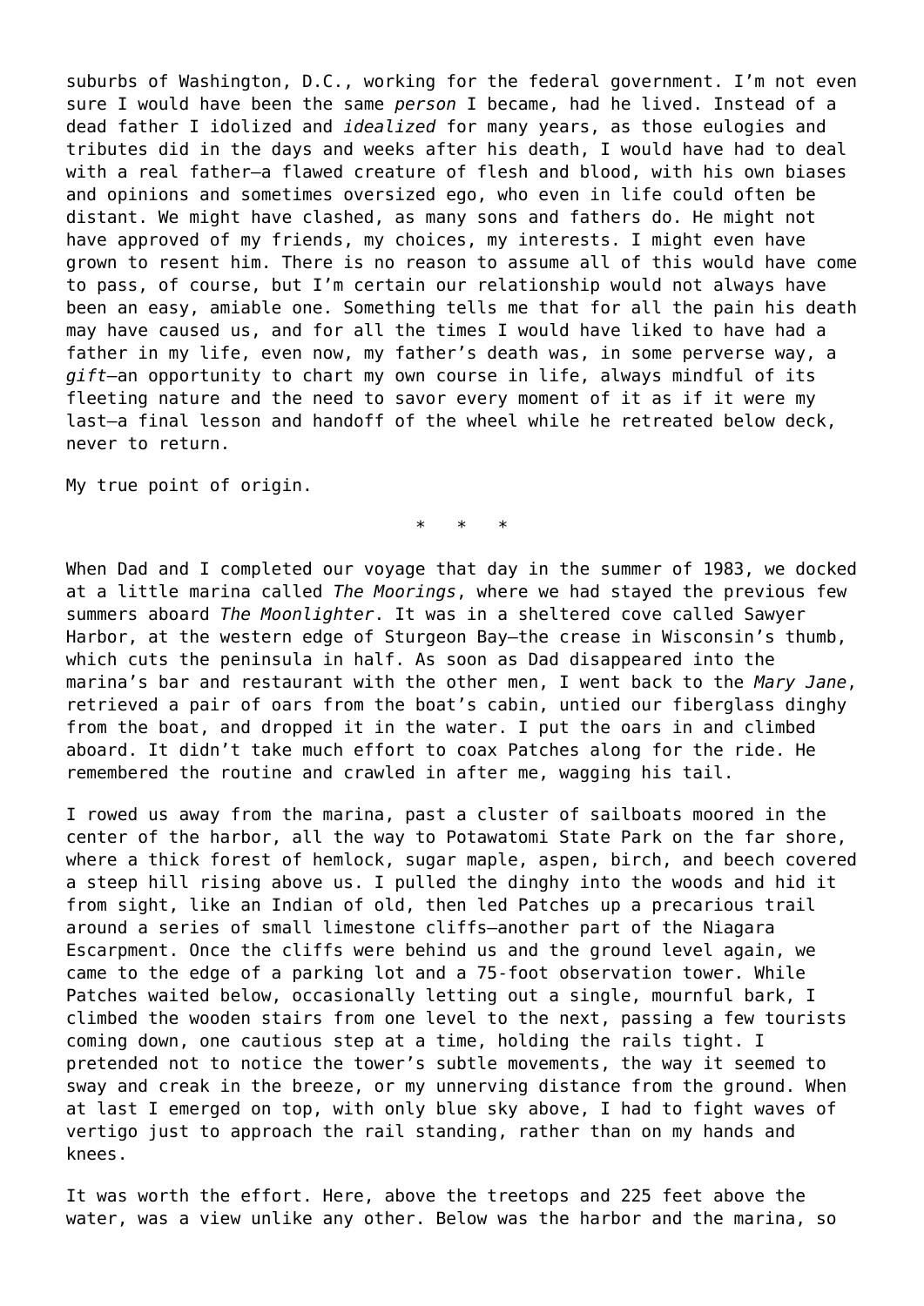suburbs of Washington, D.C., working for the federal government. I'm not even sure I would have been the same *person* I became, had he lived. Instead of a dead father I idolized and *idealized* for many years, as those eulogies and tributes did in the days and weeks after his death, I would have had to deal with a real father—a flawed creature of flesh and blood, with his own biases and opinions and sometimes oversized ego, who even in life could often be distant. We might have clashed, as many sons and fathers do. He might not have approved of my friends, my choices, my interests. I might even have grown to resent him. There is no reason to assume all of this would have come to pass, of course, but I'm certain our relationship would not always have been an easy, amiable one. Something tells me that for all the pain his death may have caused us, and for all the times I would have liked to have had a father in my life, even now, my father's death was, in some perverse way, a *gift*—an opportunity to chart my own course in life, always mindful of its fleeting nature and the need to savor every moment of it as if it were my last—a final lesson and handoff of the wheel while he retreated below deck, never to return.

My true point of origin.

\* \* \*

When Dad and I completed our voyage that day in the summer of 1983, we docked at a little marina called *The Moorings*, where we had stayed the previous few summers aboard *The Moonlighter*. It was in a sheltered cove called Sawyer Harbor, at the western edge of Sturgeon Bay—the crease in Wisconsin's thumb, which cuts the peninsula in half. As soon as Dad disappeared into the marina's bar and restaurant with the other men, I went back to the *Mary Jane*, retrieved a pair of oars from the boat's cabin, untied our fiberglass dinghy from the boat, and dropped it in the water. I put the oars in and climbed aboard. It didn't take much effort to coax Patches along for the ride. He remembered the routine and crawled in after me, wagging his tail.

I rowed us away from the marina, past a cluster of sailboats moored in the center of the harbor, all the way to Potawatomi State Park on the far shore, where a thick forest of hemlock, sugar maple, aspen, birch, and beech covered a steep hill rising above us. I pulled the dinghy into the woods and hid it from sight, like an Indian of old, then led Patches up a precarious trail around a series of small limestone cliffs—another part of the Niagara Escarpment. Once the cliffs were behind us and the ground level again, we came to the edge of a parking lot and a 75-foot observation tower. While Patches waited below, occasionally letting out a single, mournful bark, I climbed the wooden stairs from one level to the next, passing a few tourists coming down, one cautious step at a time, holding the rails tight. I pretended not to notice the tower's subtle movements, the way it seemed to sway and creak in the breeze, or my unnerving distance from the ground. When at last I emerged on top, with only blue sky above, I had to fight waves of vertigo just to approach the rail standing, rather than on my hands and knees.

It was worth the effort. Here, above the treetops and 225 feet above the water, was a view unlike any other. Below was the harbor and the marina, so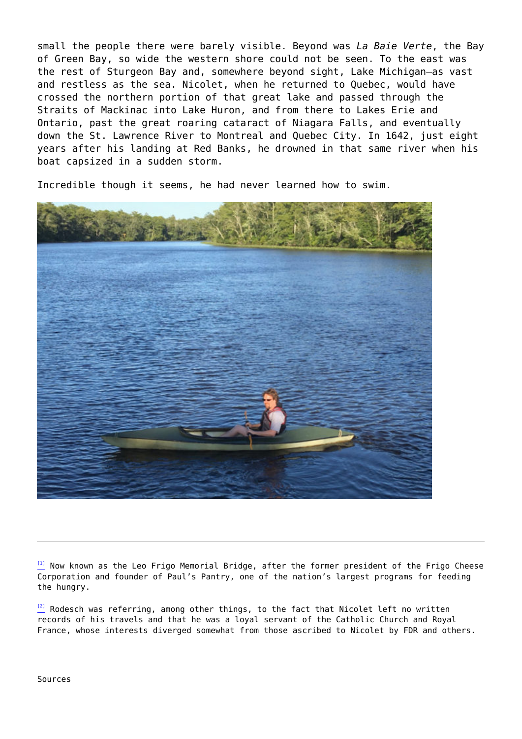small the people there were barely visible. Beyond was *La Baie Verte*, the Bay of Green Bay, so wide the western shore could not be seen. To the east was the rest of Sturgeon Bay and, somewhere beyond sight, Lake Michigan—as vast and restless as the sea. Nicolet, when he returned to Quebec, would have crossed the northern portion of that great lake and passed through the Straits of Mackinac into Lake Huron, and from there to Lakes Erie and Ontario, past the great roaring cataract of Niagara Falls, and eventually down the St. Lawrence River to Montreal and Quebec City. In 1642, just eight years after his landing at Red Banks, he drowned in that same river when his boat capsized in a sudden storm.

Incredible though it seems, he had never learned how to swim.

---

[1] Now known as the Leo Frigo Memorial Bridge, after the former president of the Frigo Cheese Corporation and founder of Paul's Pantry, one of the nation's largest programs for feeding the hungry.

[2] Rodesch was referring, among other things, to the fact that Nicolet left no written records of his travels and that he was a loyal servant of the Catholic Church and Royal France, whose interests diverged somewhat from those ascribed to Nicolet by FDR and others.

---

Sources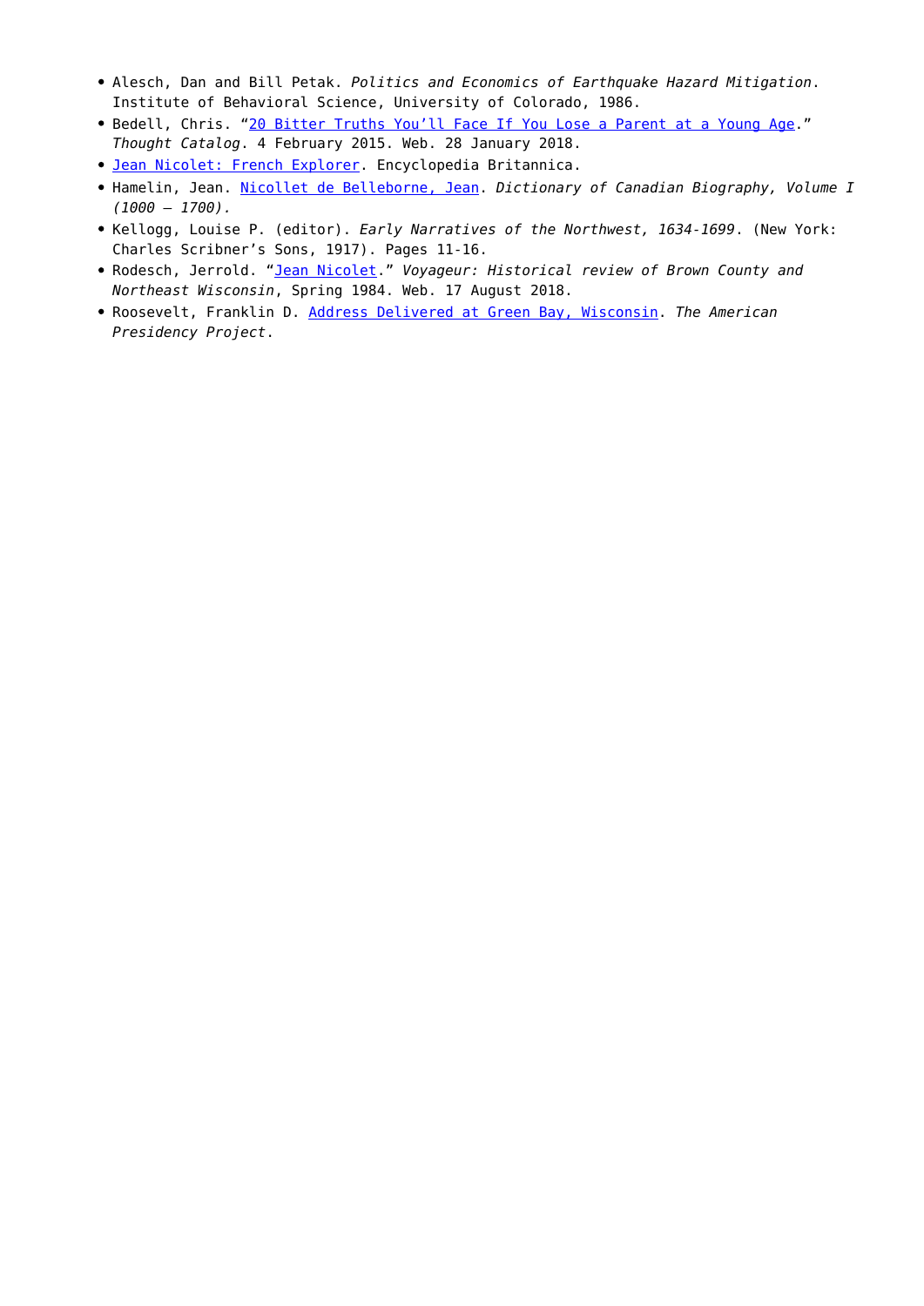- Alesch, Dan and Bill Petak. *Politics and Economics of Earthquake Hazard Mitigation*. Institute of Behavioral Science, University of Colorado, 1986.
- Bedell, Chris. "20 Bitter Truths You'll Face If You Lose a Parent at a Young Age." *Thought Catalog*. 4 February 2015. Web. 28 January 2018.
- Jean Nicolet: French Explorer. Encyclopedia Britannica.
- Hamelin, Jean. Nicollet de Belleborne, Jean. *Dictionary of Canadian Biography, Volume I (1000 – 1700).*
- Kellogg, Louise P. (editor). *Early Narratives of the Northwest, 1634-1699*. (New York: Charles Scribner's Sons, 1917). Pages 11-16.
- Rodesch, Jerrold. "Jean Nicolet." *Voyageur: Historical review of Brown County and Northeast Wisconsin*, Spring 1984. Web. 17 August 2018.
- Roosevelt, Franklin D. Address Delivered at Green Bay, Wisconsin. *The American Presidency Project*.